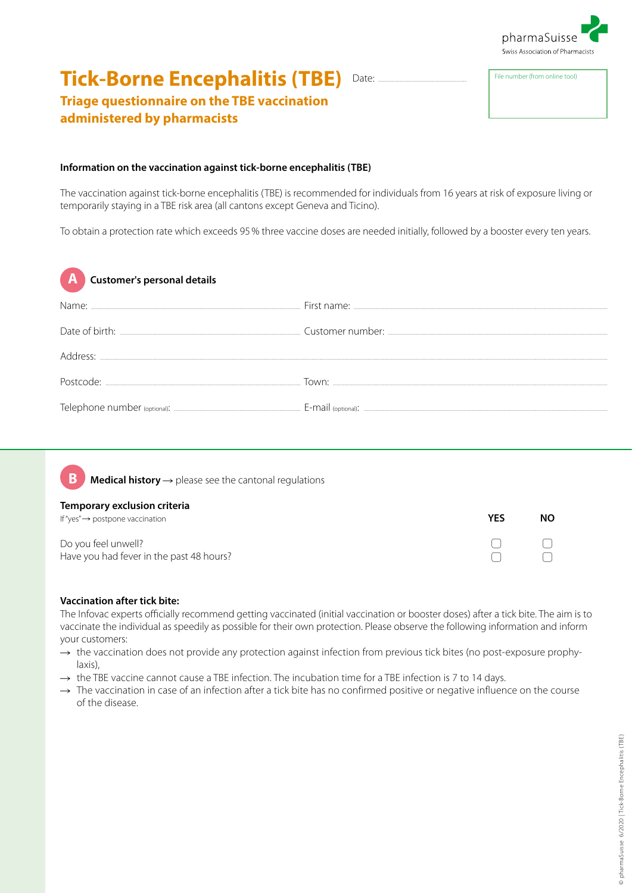pharmaSuisse
Swiss Association of Pharmacists

# Tick-Borne Encephalitis (TBE)

Date: ..................................

File number (from online tool)

## Triage questionnaire on the TBE vaccination administered by pharmacists

**Information on the vaccination against tick-borne encephalitis (TBE)**

The vaccination against tick-borne encephalitis (TBE) is recommended for individuals from 16 years at risk of exposure living or temporarily staying in a TBE risk area (all cantons except Geneva and Ticino).

To obtain a protection rate which exceeds 95 % three vaccine doses are needed initially, followed by a booster every ten years.

### A Customer's personal details

Name: .................................................... First name: ....................................................

Date of birth: .................................................... Customer number: ....................................................

Address: ....................................................

Postcode: .................................................... Town: ....................................................

Telephone number (optional): .................................................... E-mail (optional): ....................................................

### B Medical history → please see the cantonal regulations

**Temporary exclusion criteria**

If "yes" → postpone vaccination

| | YES | NO |
|---|---|---|
| Do you feel unwell? | ☐ | ☐ |
| Have you had fever in the past 48 hours? | ☐ | ☐ |

**Vaccination after tick bite:**

The Infovac experts officially recommend getting vaccinated (initial vaccination or booster doses) after a tick bite. The aim is to vaccinate the individual as speedily as possible for their own protection. Please observe the following information and inform your customers:

- → the vaccination does not provide any protection against infection from previous tick bites (no post-exposure prophylaxis),
- → the TBE vaccine cannot cause a TBE infection. The incubation time for a TBE infection is 7 to 14 days.
- → The vaccination in case of an infection after a tick bite has no confirmed positive or negative influence on the course of the disease.

© pharmaSuisse 6/2020 | Tick-Borne Encephalitis (TBE)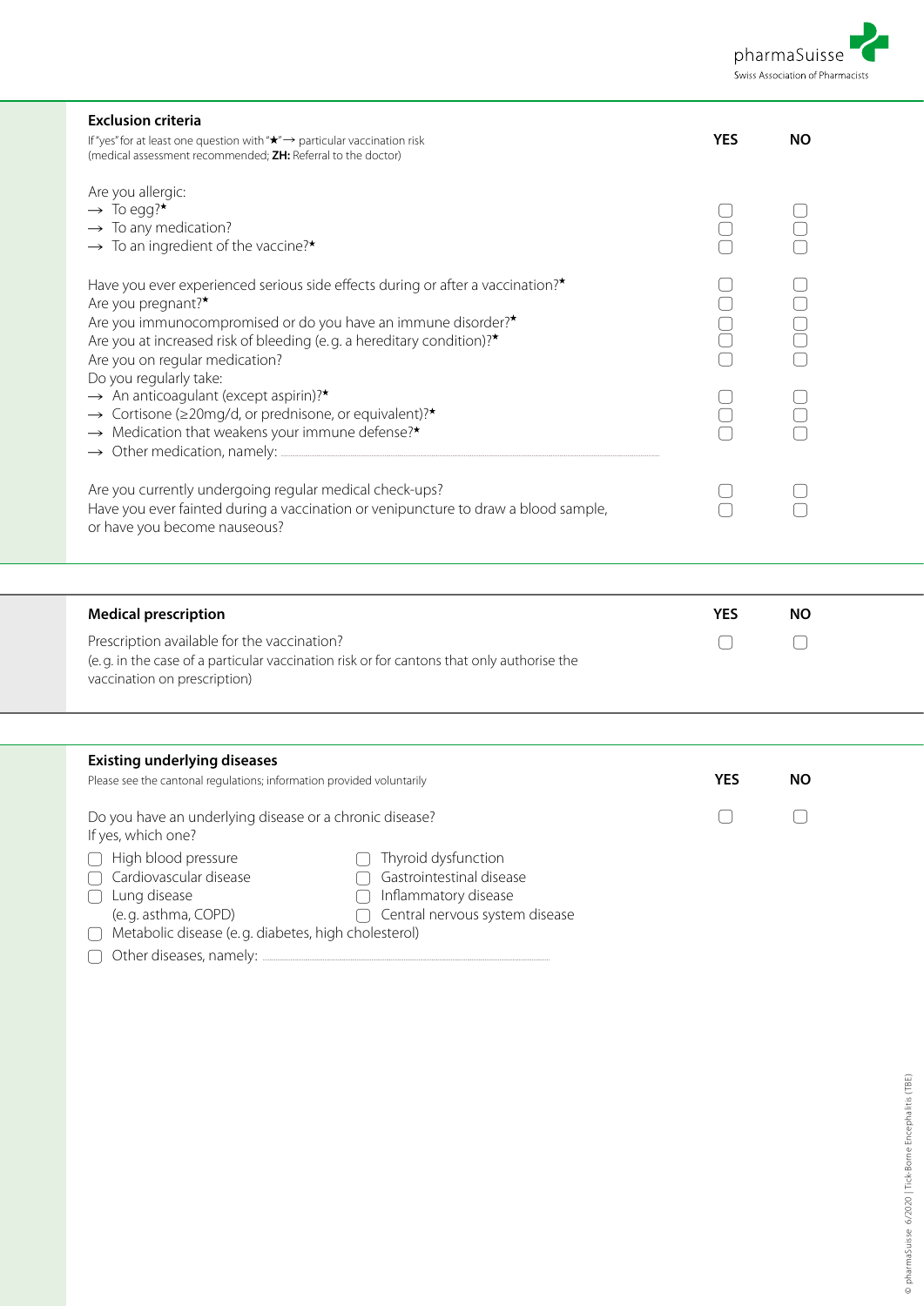## Exclusion criteria

If "yes" for at least one question with "★" → particular vaccination risk
(medical assessment recommended; **ZH:** Referral to the doctor)

| | YES | NO |
|---|---|---|
| Are you allergic: | | |
| → To egg?★ | ☐ | ☐ |
| → To any medication? | ☐ | ☐ |
| → To an ingredient of the vaccine?★ | ☐ | ☐ |
| Have you ever experienced serious side effects during or after a vaccination?★ | ☐ | ☐ |
| Are you pregnant?★ | ☐ | ☐ |
| Are you immunocompromised or do you have an immune disorder?★ | ☐ | ☐ |
| Are you at increased risk of bleeding (e.g. a hereditary condition)?★ | ☐ | ☐ |
| Are you on regular medication? | ☐ | ☐ |
| Do you regularly take: | | |
| → An anticoagulant (except aspirin)?★ | ☐ | ☐ |
| → Cortisone (≥20mg/d, or prednisone, or equivalent)?★ | ☐ | ☐ |
| → Medication that weakens your immune defense?★ | ☐ | ☐ |
| → Other medication, namely: ........................ | | |
| Are you currently undergoing regular medical check-ups? | ☐ | ☐ |
| Have you ever fainted during a vaccination or venipuncture to draw a blood sample, or have you become nauseous? | ☐ | ☐ |

## Medical prescription

| | YES | NO |
|---|---|---|
| Prescription available for the vaccination? (e.g. in the case of a particular vaccination risk or for cantons that only authorise the vaccination on prescription) | ☐ | ☐ |

## Existing underlying diseases

Please see the cantonal regulations; information provided voluntarily

| | YES | NO |
|---|---|---|
| Do you have an underlying disease or a chronic disease? | ☐ | ☐ |

If yes, which one?

- ☐ High blood pressure
- ☐ Cardiovascular disease
- ☐ Lung disease (e.g. asthma, COPD)
- ☐ Thyroid dysfunction
- ☐ Gastrointestinal disease
- ☐ Inflammatory disease
- ☐ Central nervous system disease
- ☐ Metabolic disease (e.g. diabetes, high cholesterol)
- ☐ Other diseases, namely: ........................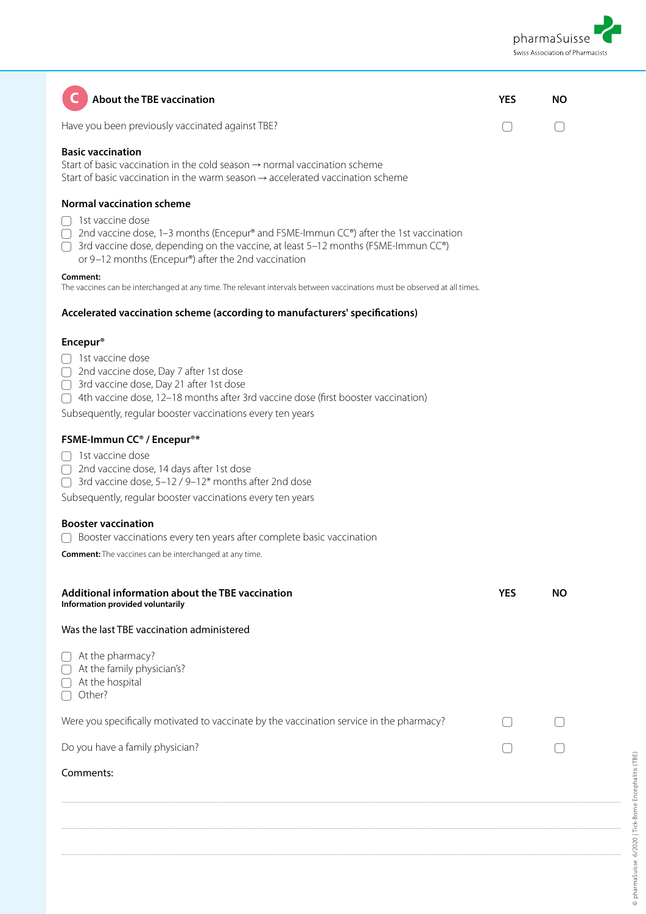## C About the TBE vaccination

| | YES | NO |
|---|---|---|
| Have you been previously vaccinated against TBE? | ☐ | ☐ |

**Basic vaccination**
Start of basic vaccination in the cold season → normal vaccination scheme
Start of basic vaccination in the warm season → accelerated vaccination scheme

**Normal vaccination scheme**

- ☐ 1st vaccine dose
- ☐ 2nd vaccine dose, 1–3 months (Encepur® and FSME-Immun CC®) after the 1st vaccination
- ☐ 3rd vaccine dose, depending on the vaccine, at least 5–12 months (FSME-Immun CC®) or 9–12 months (Encepur®) after the 2nd vaccination

**Comment:**
The vaccines can be interchanged at any time. The relevant intervals between vaccinations must be observed at all times.

**Accelerated vaccination scheme (according to manufacturers' specifications)**

**Encepur®**

- ☐ 1st vaccine dose
- ☐ 2nd vaccine dose, Day 7 after 1st dose
- ☐ 3rd vaccine dose, Day 21 after 1st dose
- ☐ 4th vaccine dose, 12–18 months after 3rd vaccine dose (first booster vaccination)

Subsequently, regular booster vaccinations every ten years

**FSME-Immun CC® / Encepur®***

- ☐ 1st vaccine dose
- ☐ 2nd vaccine dose, 14 days after 1st dose
- ☐ 3rd vaccine dose, 5–12 / 9–12* months after 2nd dose

Subsequently, regular booster vaccinations every ten years

**Booster vaccination**

- ☐ Booster vaccinations every ten years after complete basic vaccination

**Comment:** The vaccines can be interchanged at any time.

**Additional information about the TBE vaccination**
**Information provided voluntarily**

Was the last TBE vaccination administered

- ☐ At the pharmacy?
- ☐ At the family physician's?
- ☐ At the hospital
- ☐ Other?

| | YES | NO |
|---|---|---|
| Were you specifically motivated to vaccinate by the vaccination service in the pharmacy? | ☐ | ☐ |
| Do you have a family physician? | ☐ | ☐ |

Comments:

.......................................................................................................

.......................................................................................................

.......................................................................................................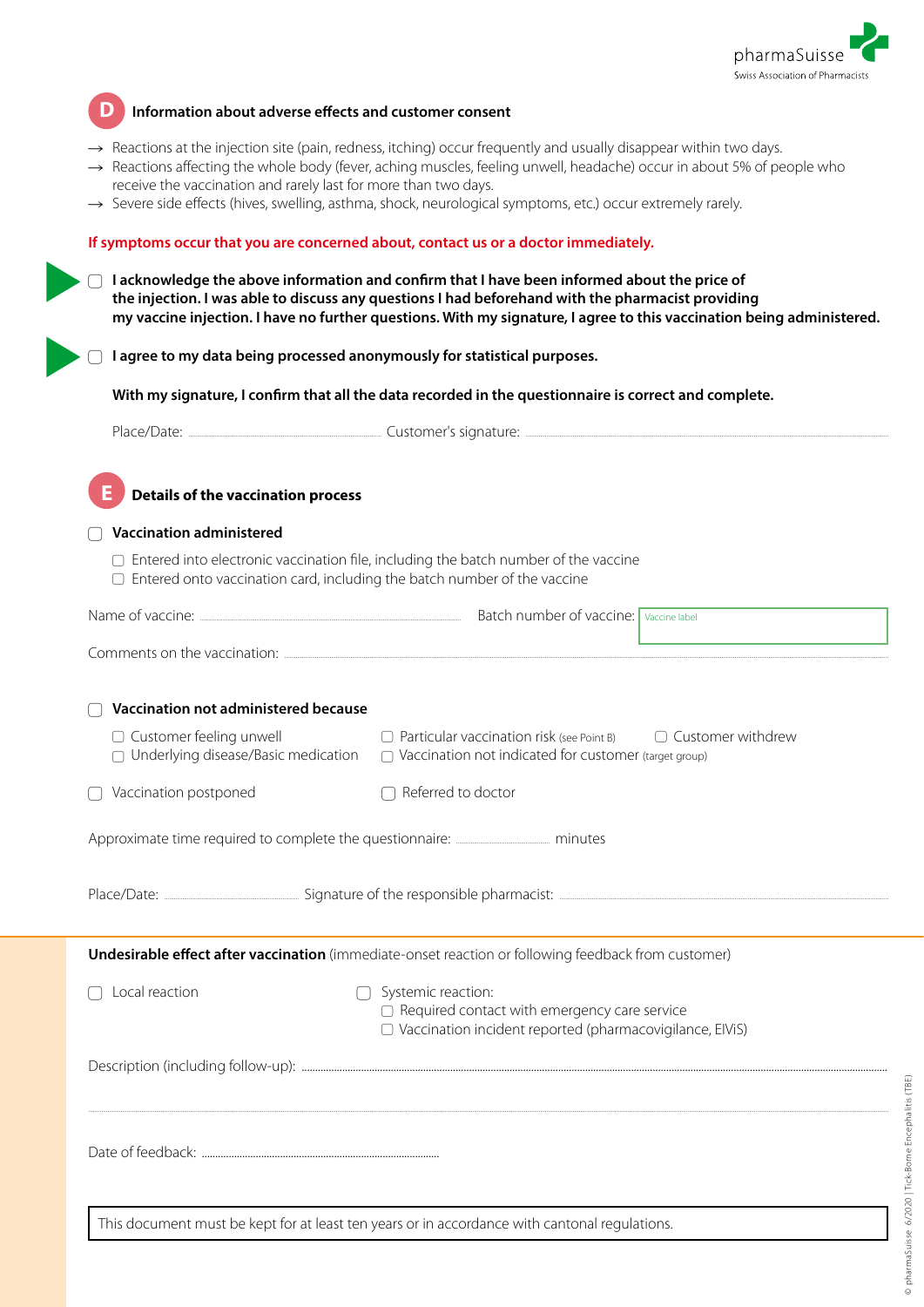## D Information about adverse effects and customer consent

- → Reactions at the injection site (pain, redness, itching) occur frequently and usually disappear within two days.
- → Reactions affecting the whole body (fever, aching muscles, feeling unwell, headache) occur in about 5% of people who receive the vaccination and rarely last for more than two days.
- → Severe side effects (hives, swelling, asthma, shock, neurological symptoms, etc.) occur extremely rarely.

**If symptoms occur that you are concerned about, contact us or a doctor immediately.**

☐ **I acknowledge the above information and confirm that I have been informed about the price of the injection. I was able to discuss any questions I had beforehand with the pharmacist providing my vaccine injection. I have no further questions. With my signature, I agree to this vaccination being administered.**

☐ **I agree to my data being processed anonymously for statistical purposes.**

**With my signature, I confirm that all the data recorded in the questionnaire is correct and complete.**

Place/Date: ........................ Customer's signature: ........................

## E Details of the vaccination process

☐ **Vaccination administered**

- ☐ Entered into electronic vaccination file, including the batch number of the vaccine
- ☐ Entered onto vaccination card, including the batch number of the vaccine

Name of vaccine: ........................ Batch number of vaccine: [Vaccine label]

Comments on the vaccination: ........................

☐ **Vaccination not administered because**

- ☐ Customer feeling unwell
- ☐ Underlying disease/Basic medication
- ☐ Particular vaccination risk (see Point B)
- ☐ Vaccination not indicated for customer (target group)
- ☐ Customer withdrew

☐ Vaccination postponed ☐ Referred to doctor

Approximate time required to complete the questionnaire: ........................ minutes

Place/Date: ........................ Signature of the responsible pharmacist: ........................

**Undesirable effect after vaccination** (immediate-onset reaction or following feedback from customer)

☐ Local reaction

☐ Systemic reaction:

- ☐ Required contact with emergency care service
- ☐ Vaccination incident reported (pharmacovigilance, ElViS)

Description (including follow-up): ........................

Date of feedback: ........................

This document must be kept for at least ten years or in accordance with cantonal regulations.